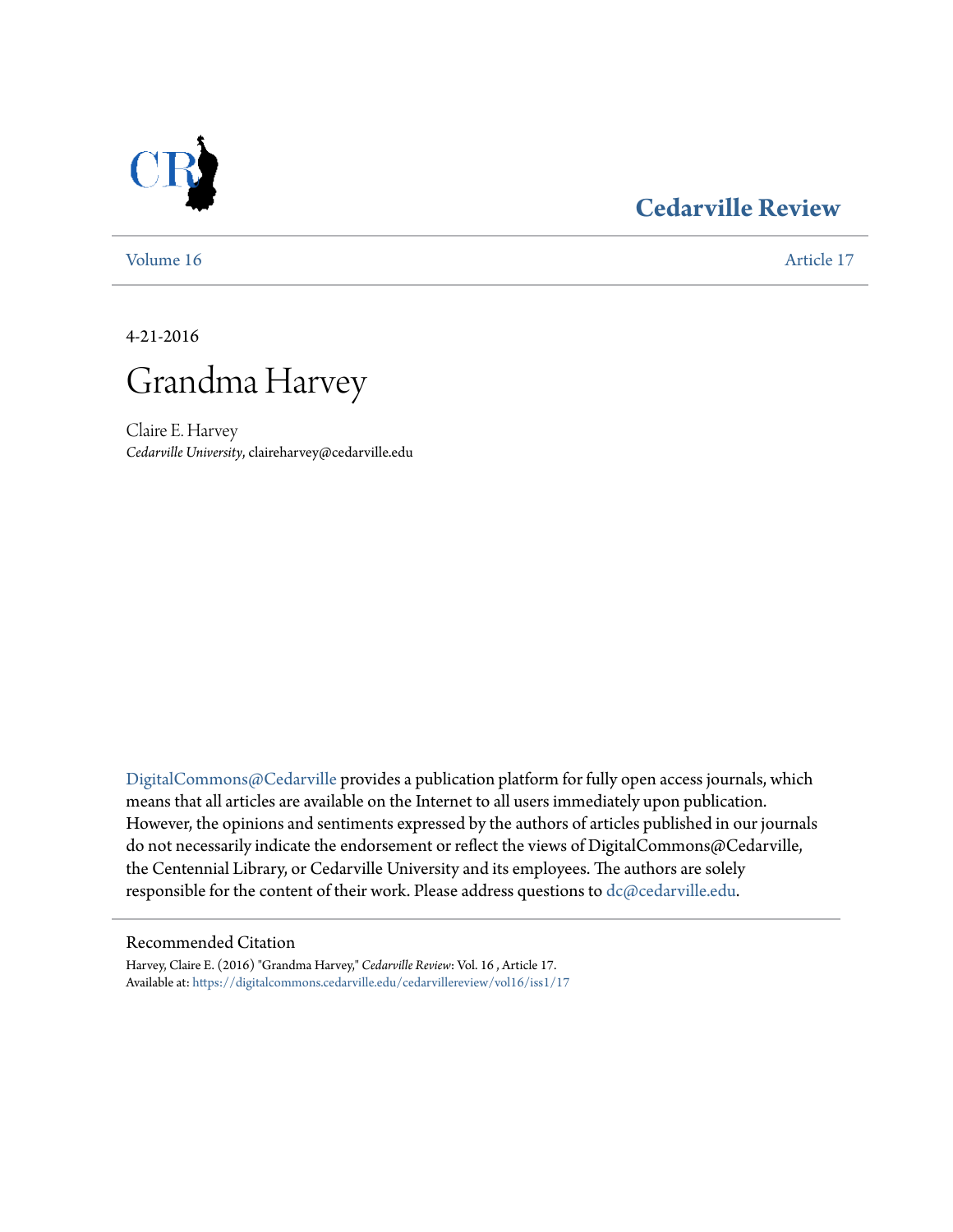# Cedarville Review

Volume 16 Article 17

4-21-2016

# Grandma Harvey

Claire E. Harvey
*Cedarville University*, claireharvey@cedarville.edu

DigitalCommons@Cedarville provides a publication platform for fully open access journals, which means that all articles are available on the Internet to all users immediately upon publication. However, the opinions and sentiments expressed by the authors of articles published in our journals do not necessarily indicate the endorsement or reflect the views of DigitalCommons@Cedarville, the Centennial Library, or Cedarville University and its employees. The authors are solely responsible for the content of their work. Please address questions to dc@cedarville.edu.

## Recommended Citation

Harvey, Claire E. (2016) "Grandma Harvey," *Cedarville Review*: Vol. 16 , Article 17.
Available at: https://digitalcommons.cedarville.edu/cedarvillereview/vol16/iss1/17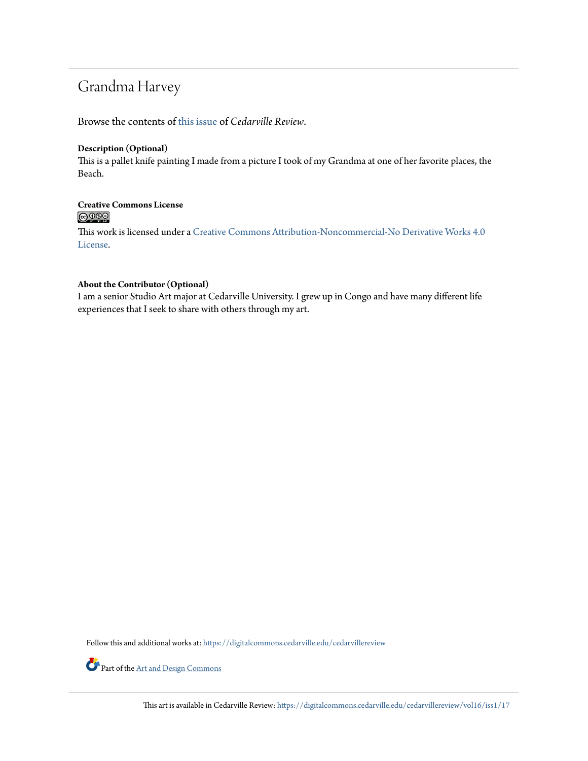# Grandma Harvey

Browse the contents of this issue of *Cedarville Review*.

**Description (Optional)**

This is a pallet knife painting I made from a picture I took of my Grandma at one of her favorite places, the Beach.

**Creative Commons License**

This work is licensed under a Creative Commons Attribution-Noncommercial-No Derivative Works 4.0 License.

**About the Contributor (Optional)**

I am a senior Studio Art major at Cedarville University. I grew up in Congo and have many different life experiences that I seek to share with others through my art.

Follow this and additional works at: https://digitalcommons.cedarville.edu/cedarvillereview

Part of the Art and Design Commons

This art is available in Cedarville Review: https://digitalcommons.cedarville.edu/cedarvillereview/vol16/iss1/17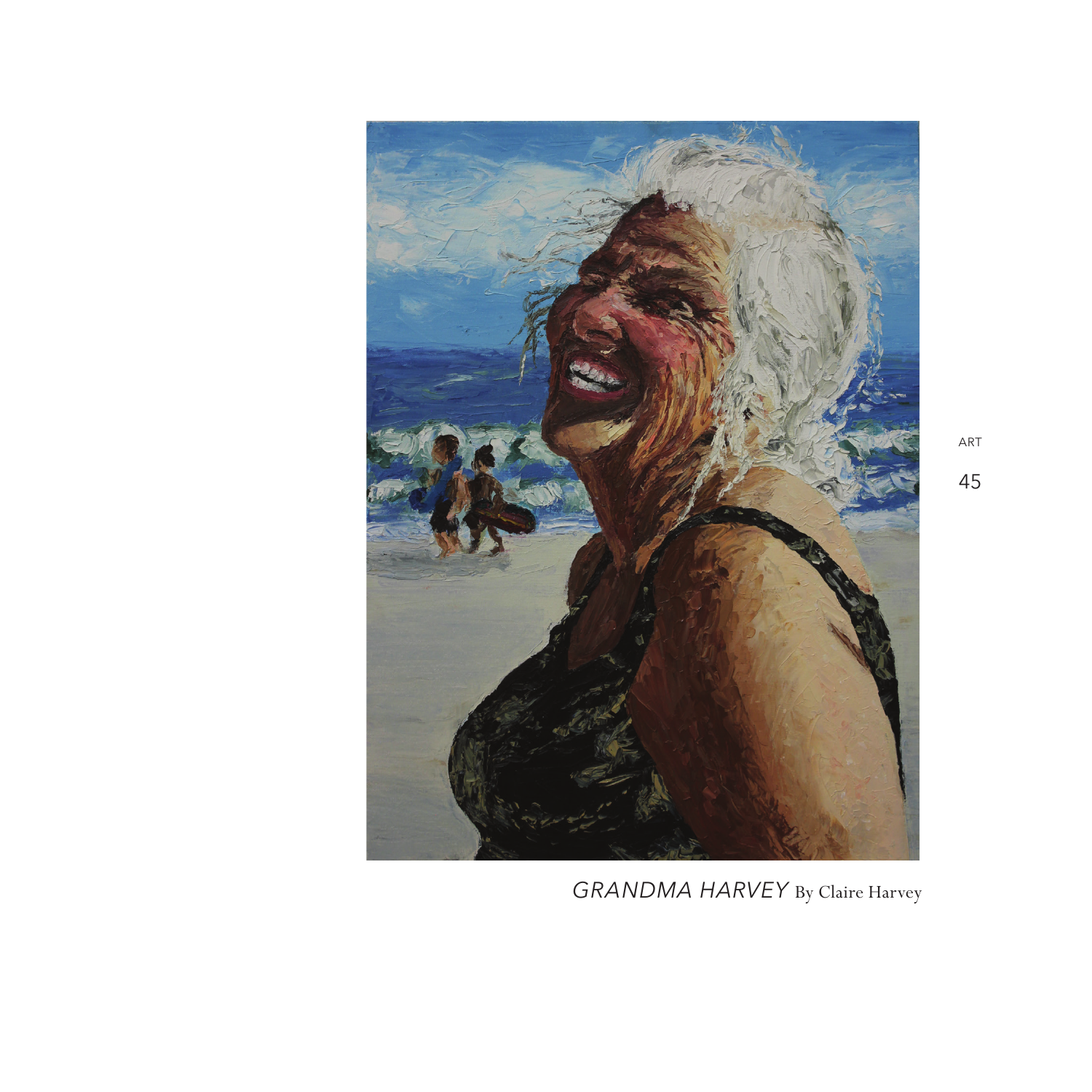*GRANDMA HARVEY* By Claire Harvey